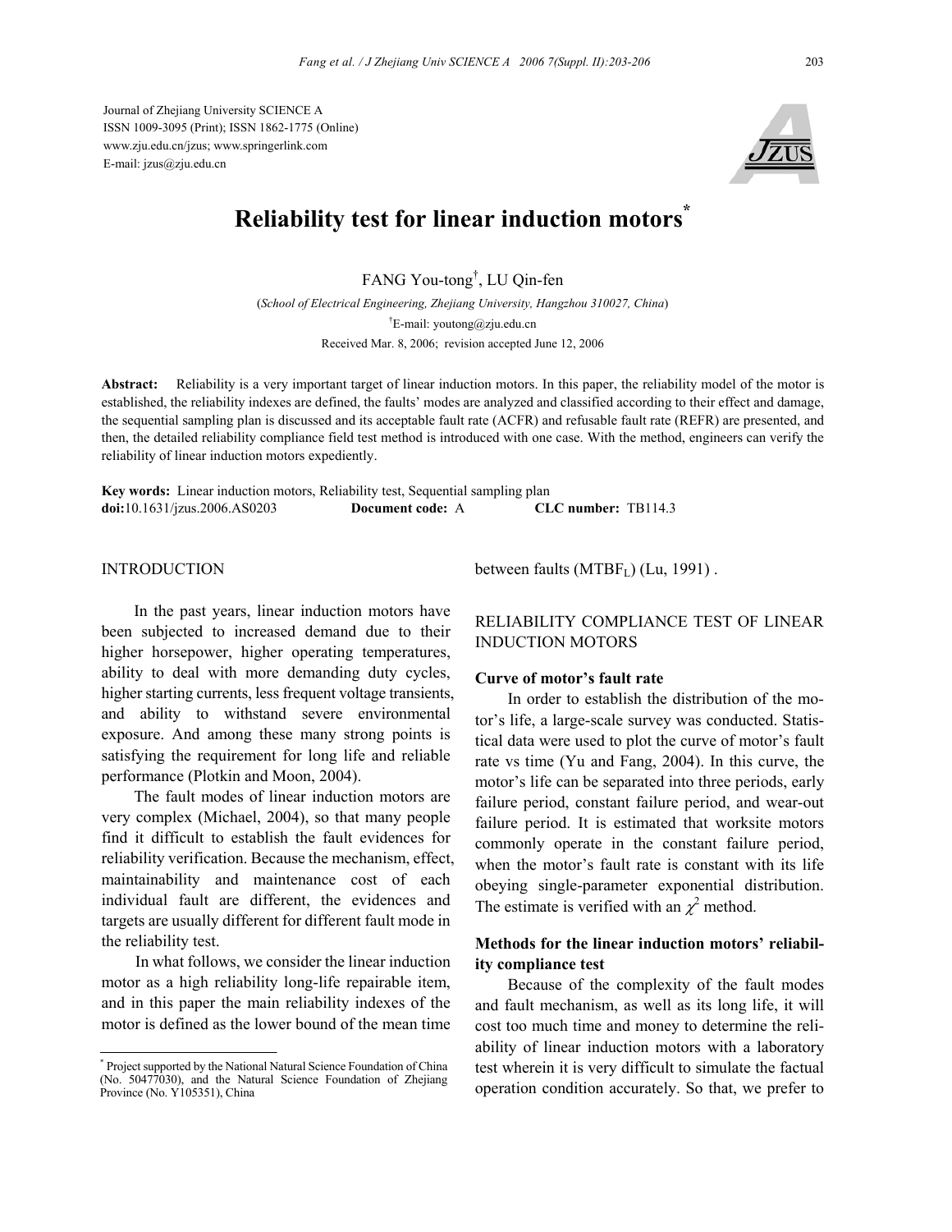Journal of Zhejiang University SCIENCE A
ISSN 1009-3095 (Print); ISSN 1862-1775 (Online)
www.zju.edu.cn/jzus; www.springerlink.com
E-mail: jzus@zju.edu.cn

# Reliability test for linear induction motors*

FANG You-tong†, LU Qin-fen

(*School of Electrical Engineering, Zhejiang University, Hangzhou 310027, China*)

†E-mail: youtong@zju.edu.cn

Received Mar. 8, 2006; revision accepted June 12, 2006

**Abstract:** Reliability is a very important target of linear induction motors. In this paper, the reliability model of the motor is established, the reliability indexes are defined, the faults' modes are analyzed and classified according to their effect and damage, the sequential sampling plan is discussed and its acceptable fault rate (ACFR) and refusable fault rate (REFR) are presented, and then, the detailed reliability compliance field test method is introduced with one case. With the method, engineers can verify the reliability of linear induction motors expediently.

**Key words:** Linear induction motors, Reliability test, Sequential sampling plan
**doi:**10.1631/jzus.2006.AS0203 **Document code:** A **CLC number:** TB114.3

## INTRODUCTION

In the past years, linear induction motors have been subjected to increased demand due to their higher horsepower, higher operating temperatures, ability to deal with more demanding duty cycles, higher starting currents, less frequent voltage transients, and ability to withstand severe environmental exposure. And among these many strong points is satisfying the requirement for long life and reliable performance (Plotkin and Moon, 2004).

The fault modes of linear induction motors are very complex (Michael, 2004), so that many people find it difficult to establish the fault evidences for reliability verification. Because the mechanism, effect, maintainability and maintenance cost of each individual fault are different, the evidences and targets are usually different for different fault mode in the reliability test.

In what follows, we consider the linear induction motor as a high reliability long-life repairable item, and in this paper the main reliability indexes of the motor is defined as the lower bound of the mean time between faults ($MTBF_L$) (Lu, 1991) .

## RELIABILITY COMPLIANCE TEST OF LINEAR INDUCTION MOTORS

### Curve of motor's fault rate

In order to establish the distribution of the motor's life, a large-scale survey was conducted. Statistical data were used to plot the curve of motor's fault rate vs time (Yu and Fang, 2004). In this curve, the motor's life can be separated into three periods, early failure period, constant failure period, and wear-out failure period. It is estimated that worksite motors commonly operate in the constant failure period, when the motor's fault rate is constant with its life obeying single-parameter exponential distribution. The estimate is verified with an $\chi^2$ method.

### Methods for the linear induction motors' reliability compliance test

Because of the complexity of the fault modes and fault mechanism, as well as its long life, it will cost too much time and money to determine the reliability of linear induction motors with a laboratory test wherein it is very difficult to simulate the factual operation condition accurately. So that, we prefer to

---

* Project supported by the National Natural Science Foundation of China (No. 50477030), and the Natural Science Foundation of Zhejiang Province (No. Y105351), China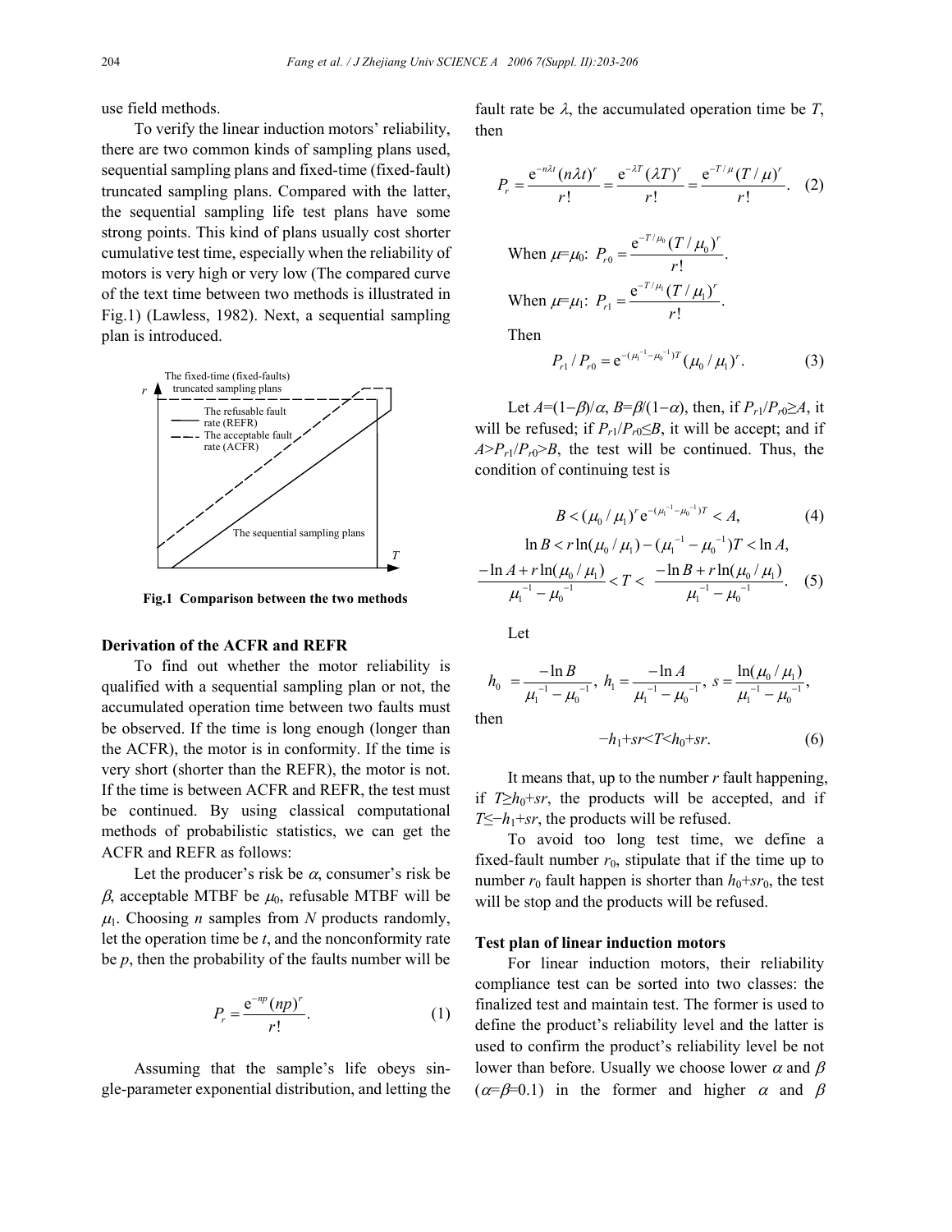use field methods.

To verify the linear induction motors' reliability, there are two common kinds of sampling plans used, sequential sampling plans and fixed-time (fixed-fault) truncated sampling plans. Compared with the latter, the sequential sampling life test plans have some strong points. This kind of plans usually cost shorter cumulative test time, especially when the reliability of motors is very high or very low (The compared curve of the text time between two methods is illustrated in Fig.1) (Lawless, 1982). Next, a sequential sampling plan is introduced.

**Fig.1 Comparison between the two methods**

## Derivation of the ACFR and REFR

To find out whether the motor reliability is qualified with a sequential sampling plan or not, the accumulated operation time between two faults must be observed. If the time is long enough (longer than the ACFR), the motor is in conformity. If the time is very short (shorter than the REFR), the motor is not. If the time is between ACFR and REFR, the test must be continued. By using classical computational methods of probabilistic statistics, we can get the ACFR and REFR as follows:

Let the producer's risk be $\alpha$, consumer's risk be $\beta$, acceptable MTBF be $\mu_0$, refusable MTBF will be $\mu_1$. Choosing $n$ samples from $N$ products randomly, let the operation time be $t$, and the nonconformity rate be $p$, then the probability of the faults number will be

$$P_r = \frac{\mathrm{e}^{-np}(np)^r}{r!}. \quad (1)$$

Assuming that the sample's life obeys single-parameter exponential distribution, and letting the fault rate be $\lambda$, the accumulated operation time be $T$, then

$$P_r = \frac{\mathrm{e}^{-n\lambda t}(n\lambda t)^r}{r!} = \frac{\mathrm{e}^{-\lambda T}(\lambda T)^r}{r!} = \frac{\mathrm{e}^{-T/\mu}(T/\mu)^r}{r!}. \quad (2)$$

When $\mu=\mu_0$: $P_{r0} = \dfrac{\mathrm{e}^{-T/\mu_0}(T/\mu_0)^r}{r!}$.

When $\mu=\mu_1$: $P_{r1} = \dfrac{\mathrm{e}^{-T/\mu_1}(T/\mu_1)^r}{r!}$.

Then

$$P_{r1}/P_{r0} = \mathrm{e}^{-(\mu_1^{-1}-\mu_0^{-1})T}(\mu_0/\mu_1)^r. \quad (3)$$

Let $A=(1-\beta)/\alpha$, $B=\beta/(1-\alpha)$, then, if $P_{r1}/P_{r0}\geq A$, it will be refused; if $P_{r1}/P_{r0}\leq B$, it will be accept; and if $A>P_{r1}/P_{r0}>B$, the test will be continued. Thus, the condition of continuing test is

$$B < (\mu_0/\mu_1)^r \mathrm{e}^{-(\mu_1^{-1}-\mu_0^{-1})T} < A, \quad (4)$$

$$\ln B < r\ln(\mu_0/\mu_1) - (\mu_1^{-1}-\mu_0^{-1})T < \ln A,$$

$$\frac{-\ln A + r\ln(\mu_0/\mu_1)}{\mu_1^{-1}-\mu_0^{-1}} < T < \frac{-\ln B + r\ln(\mu_0/\mu_1)}{\mu_1^{-1}-\mu_0^{-1}}. \quad (5)$$

Let

$$h_0 = \frac{-\ln B}{\mu_1^{-1}-\mu_0^{-1}},\; h_1 = \frac{-\ln A}{\mu_1^{-1}-\mu_0^{-1}},\; s = \frac{\ln(\mu_0/\mu_1)}{\mu_1^{-1}-\mu_0^{-1}},$$

then

$$-h_1+sr<T<h_0+sr. \quad (6)$$

It means that, up to the number $r$ fault happening, if $T\geq h_0+sr$, the products will be accepted, and if $T\leq -h_1+sr$, the products will be refused.

To avoid too long test time, we define a fixed-fault number $r_0$, stipulate that if the time up to number $r_0$ fault happen is shorter than $h_0+sr_0$, the test will be stop and the products will be refused.

## Test plan of linear induction motors

For linear induction motors, their reliability compliance test can be sorted into two classes: the finalized test and maintain test. The former is used to define the product's reliability level and the latter is used to confirm the product's reliability level be not lower than before. Usually we choose lower $\alpha$ and $\beta$ ($\alpha=\beta=0.1$) in the former and higher $\alpha$ and $\beta$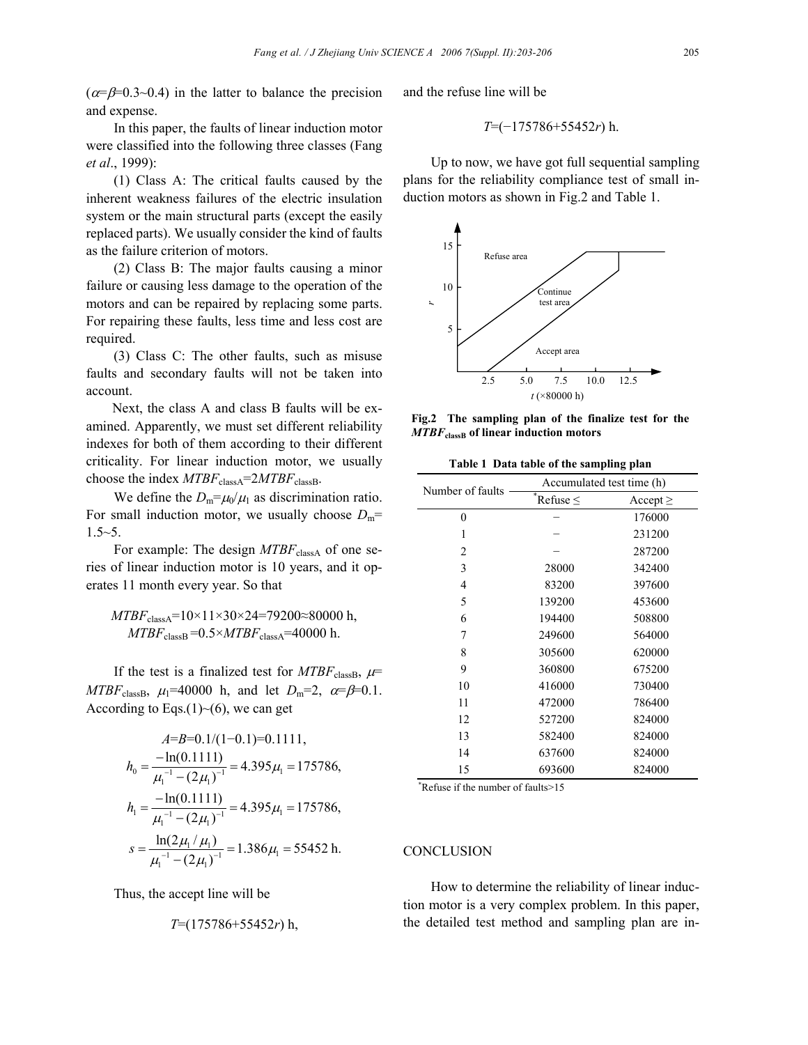($\alpha$=$\beta$=0.3~0.4) in the latter to balance the precision and expense.

In this paper, the faults of linear induction motor were classified into the following three classes (Fang *et al*., 1999):

(1) Class A: The critical faults caused by the inherent weakness failures of the electric insulation system or the main structural parts (except the easily replaced parts). We usually consider the kind of faults as the failure criterion of motors.

(2) Class B: The major faults causing a minor failure or causing less damage to the operation of the motors and can be repaired by replacing some parts. For repairing these faults, less time and less cost are required.

(3) Class C: The other faults, such as misuse faults and secondary faults will not be taken into account.

Next, the class A and class B faults will be examined. Apparently, we must set different reliability indexes for both of them according to their different criticality. For linear induction motor, we usually choose the index $MTBF_{\text{classA}}=2MTBF_{\text{classB}}$.

We define the $D_m=\mu_0/\mu_1$ as discrimination ratio. For small induction motor, we usually choose $D_m$= 1.5~5.

For example: The design $MTBF_{\text{classA}}$ of one series of linear induction motor is 10 years, and it operates 11 month every year. So that

$$MTBF_{\text{classA}}=10\times11\times30\times24=79200\approx80000 \text{ h},$$
$$MTBF_{\text{classB}}=0.5\times MTBF_{\text{classA}}=40000 \text{ h}.$$

If the test is a finalized test for $MTBF_{\text{classB}}$, $\mu$= $MTBF_{\text{classB}}$, $\mu_1$=40000 h, and let $D_m$=2, $\alpha$=$\beta$=0.1. According to Eqs.(1)~(6), we can get

$$A=B=0.1/(1-0.1)=0.1111,$$
$$h_0=\frac{-\ln(0.1111)}{\mu_1^{-1}-(2\mu_1)^{-1}}=4.395\mu_1=175786,$$
$$h_1=\frac{-\ln(0.1111)}{\mu_1^{-1}-(2\mu_1)^{-1}}=4.395\mu_1=175786,$$
$$s=\frac{\ln(2\mu_1/\mu_1)}{\mu_1^{-1}-(2\mu_1)^{-1}}=1.386\mu_1=55452 \text{ h}.$$

Thus, the accept line will be

$$T=(175786+55452r) \text{ h},$$

and the refuse line will be

$$T=(-175786+55452r) \text{ h}.$$

Up to now, we have got full sequential sampling plans for the reliability compliance test of small induction motors as shown in Fig.2 and Table 1.

**Fig.2 The sampling plan of the finalize test for the $MTBF_{\text{classB}}$ of linear induction motors**

**Table 1 Data table of the sampling plan**

| Number of faults | Accumulated test time (h) | |
|---|---|---|
| | *Refuse ≤ | Accept ≥ |
| 0 | − | 176000 |
| 1 | − | 231200 |
| 2 | − | 287200 |
| 3 | 28000 | 342400 |
| 4 | 83200 | 397600 |
| 5 | 139200 | 453600 |
| 6 | 194400 | 508800 |
| 7 | 249600 | 564000 |
| 8 | 305600 | 620000 |
| 9 | 360800 | 675200 |
| 10 | 416000 | 730400 |
| 11 | 472000 | 786400 |
| 12 | 527200 | 824000 |
| 13 | 582400 | 824000 |
| 14 | 637600 | 824000 |
| 15 | 693600 | 824000 |

*Refuse if the number of faults>15

## CONCLUSION

How to determine the reliability of linear induction motor is a very complex problem. In this paper, the detailed test method and sampling plan are in-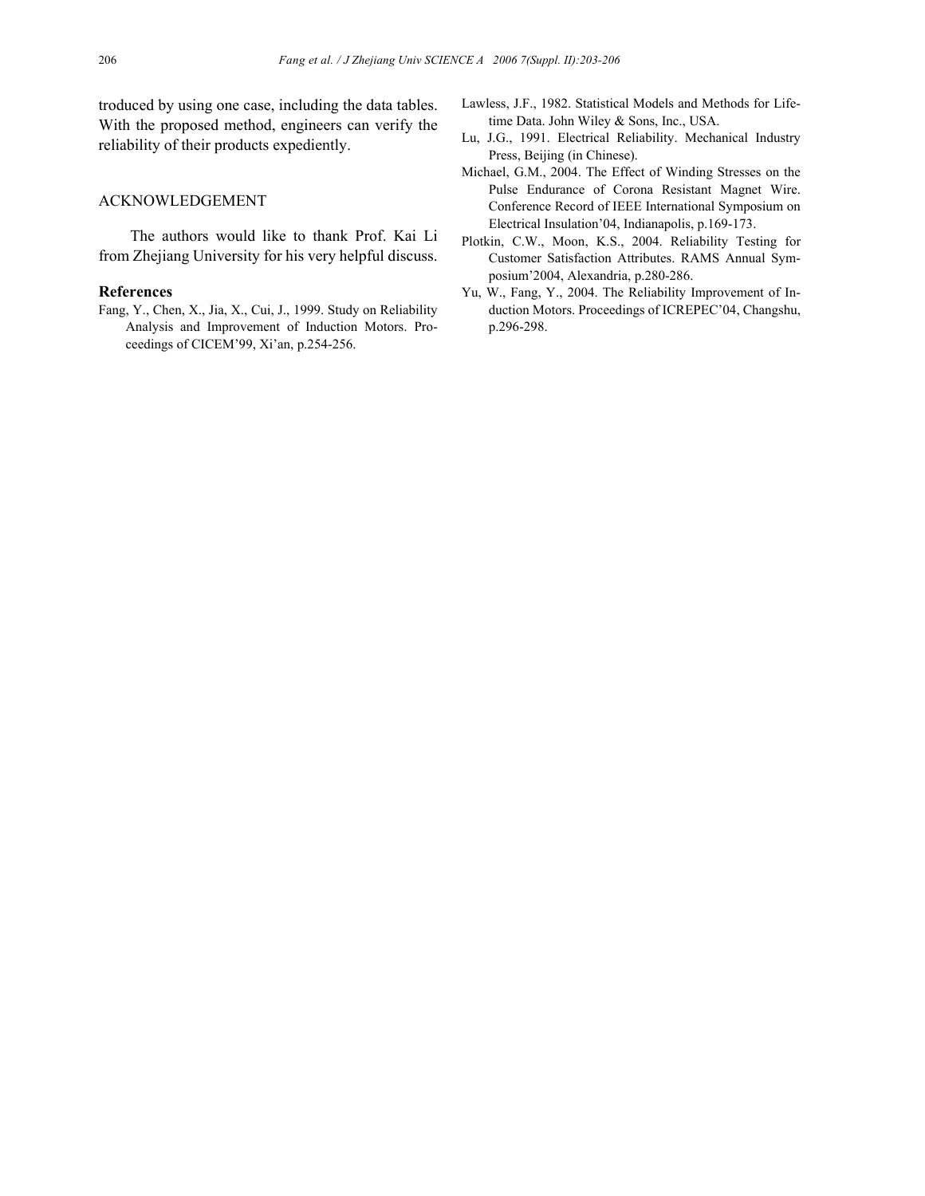troduced by using one case, including the data tables. With the proposed method, engineers can verify the reliability of their products expediently.

## ACKNOWLEDGEMENT

The authors would like to thank Prof. Kai Li from Zhejiang University for his very helpful discuss.

## References

Fang, Y., Chen, X., Jia, X., Cui, J., 1999. Study on Reliability Analysis and Improvement of Induction Motors. Proceedings of CICEM'99, Xi'an, p.254-256.

Lawless, J.F., 1982. Statistical Models and Methods for Lifetime Data. John Wiley & Sons, Inc., USA.

Lu, J.G., 1991. Electrical Reliability. Mechanical Industry Press, Beijing (in Chinese).

Michael, G.M., 2004. The Effect of Winding Stresses on the Pulse Endurance of Corona Resistant Magnet Wire. Conference Record of IEEE International Symposium on Electrical Insulation'04, Indianapolis, p.169-173.

Plotkin, C.W., Moon, K.S., 2004. Reliability Testing for Customer Satisfaction Attributes. RAMS Annual Symposium'2004, Alexandria, p.280-286.

Yu, W., Fang, Y., 2004. The Reliability Improvement of Induction Motors. Proceedings of ICREPEC'04, Changshu, p.296-298.